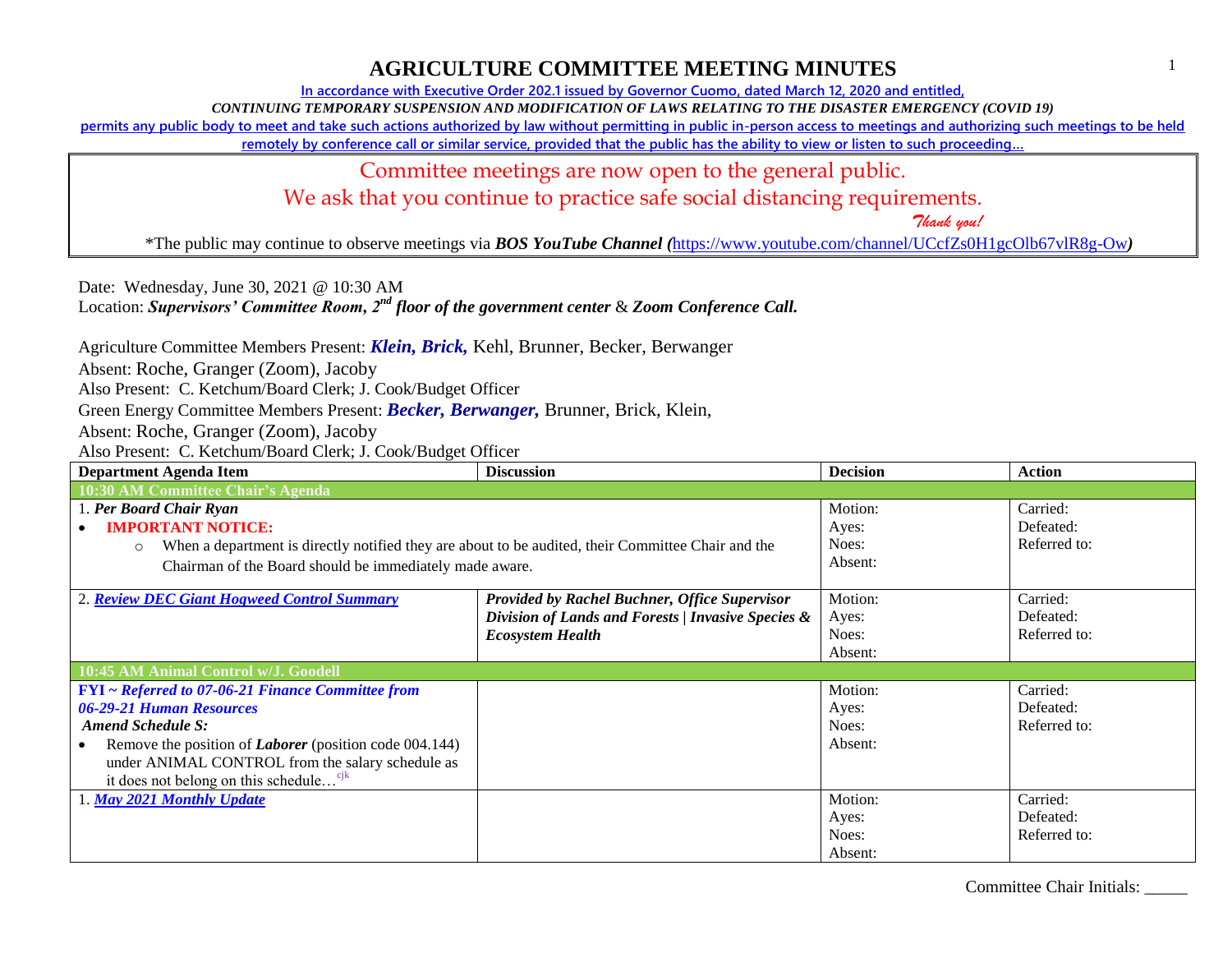# AGRICULTURE COMMITTEE MEETING MINUTES

In accordance with Executive Order 202.1 issued by Governor Cuomo, dated March 12, 2020 and entitled,

*CONTINUING TEMPORARY SUSPENSION AND MODIFICATION OF LAWS RELATING TO THE DISASTER EMERGENCY (COVID 19)*

permits any public body to meet and take such actions authorized by law without permitting in public in-person access to meetings and authorizing such meetings to be held remotely by conference call or similar service, provided that the public has the ability to view or listen to such proceeding…

Committee meetings are now open to the general public.
We ask that you continue to practice safe social distancing requirements.
*Thank you!*

*The public may continue to observe meetings via ***BOS YouTube Channel (***https://www.youtube.com/channel/UCcfZs0H1gcOlb67vlR8g-Ow***)***

Date: Wednesday, June 30, 2021 @ 10:30 AM
Location: ***Supervisors' Committee Room, 2nd floor of the government center*** & ***Zoom Conference Call.***

Agriculture Committee Members Present: ***Klein, Brick,*** Kehl, Brunner, Becker, Berwanger
Absent: Roche, Granger (Zoom), Jacoby
Also Present: C. Ketchum/Board Clerk; J. Cook/Budget Officer
Green Energy Committee Members Present: ***Becker, Berwanger,*** Brunner, Brick, Klein,
Absent: Roche, Granger (Zoom), Jacoby
Also Present: C. Ketchum/Board Clerk; J. Cook/Budget Officer

| Department Agenda Item | Discussion | Decision | Action |
|---|---|---|---|
| **10:30 AM Committee Chair's Agenda** | | | |
| 1. ***Per Board Chair Ryan*** <br>• **IMPORTANT NOTICE:** <br>○ When a department is directly notified they are about to be audited, their Committee Chair and the Chairman of the Board should be immediately made aware. | | Motion:<br>Ayes:<br>Noes:<br>Absent: | Carried:<br>Defeated:<br>Referred to: |
| 2. ***Review DEC Giant Hogweed Control Summary*** | ***Provided by Rachel Buchner, Office Supervisor Division of Lands and Forests \| Invasive Species & Ecosystem Health*** | Motion:<br>Ayes:<br>Noes:<br>Absent: | Carried:<br>Defeated:<br>Referred to: |
| **10:45 AM Animal Control w/J. Goodell** | | | |
| ***FYI ~ Referred to 07-06-21 Finance Committee from 06-29-21 Human Resources*** <br>***Amend Schedule S:*** <br>• Remove the position of ***Laborer*** (position code 004.144) under ANIMAL CONTROL from the salary schedule as it does not belong on this schedule… cjk | | Motion:<br>Ayes:<br>Noes:<br>Absent: | Carried:<br>Defeated:<br>Referred to: |
| 1. ***May 2021 Monthly Update*** | | Motion:<br>Ayes:<br>Noes:<br>Absent: | Carried:<br>Defeated:<br>Referred to: |

Committee Chair Initials: _____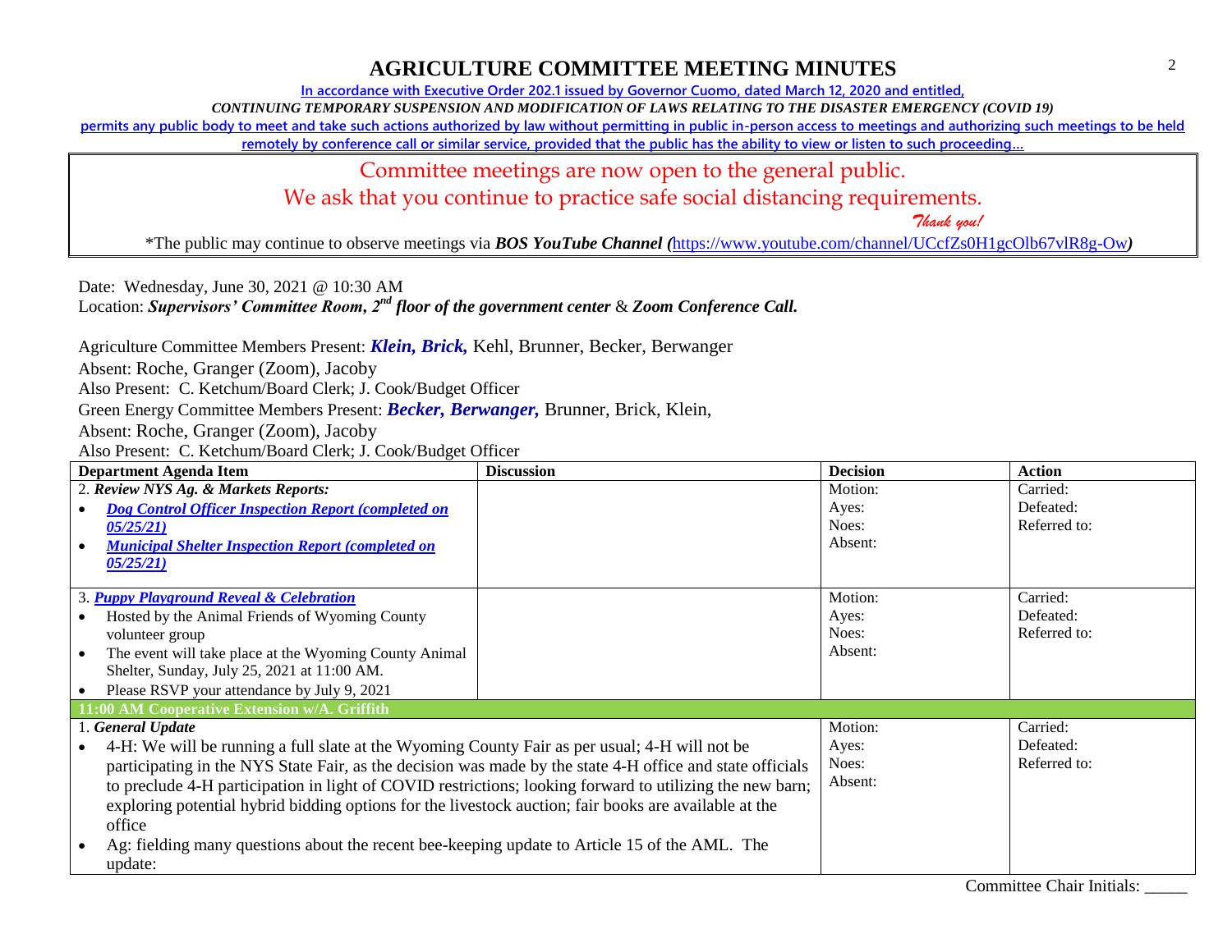# AGRICULTURE COMMITTEE MEETING MINUTES

In accordance with Executive Order 202.1 issued by Governor Cuomo, dated March 12, 2020 and entitled,

*CONTINUING TEMPORARY SUSPENSION AND MODIFICATION OF LAWS RELATING TO THE DISASTER EMERGENCY (COVID 19)*

permits any public body to meet and take such actions authorized by law without permitting in public in-person access to meetings and authorizing such meetings to be held remotely by conference call or similar service, provided that the public has the ability to view or listen to such proceeding…

> Committee meetings are now open to the general public.
> We ask that you continue to practice safe social distancing requirements.
> *Thank you!*
>
> *The public may continue to observe meetings via ***BOS YouTube Channel (**https://www.youtube.com/channel/UCcfZs0H1gcOlb67vlR8g-Ow**)**

Date: Wednesday, June 30, 2021 @ 10:30 AM
Location: ***Supervisors' Committee Room, 2nd floor of the government center*** & ***Zoom Conference Call.***

Agriculture Committee Members Present: ***Klein, Brick,*** Kehl, Brunner, Becker, Berwanger
Absent: Roche, Granger (Zoom), Jacoby
Also Present: C. Ketchum/Board Clerk; J. Cook/Budget Officer
Green Energy Committee Members Present: ***Becker, Berwanger,*** Brunner, Brick, Klein,
Absent: Roche, Granger (Zoom), Jacoby
Also Present: C. Ketchum/Board Clerk; J. Cook/Budget Officer

| Department Agenda Item | Discussion | Decision | Action |
|---|---|---|---|
| 2. ***Review NYS Ag. & Markets Reports:***<br>• ***Dog Control Officer Inspection Report (completed on 05/25/21)***<br>• ***Municipal Shelter Inspection Report (completed on 05/25/21)*** | | Motion:<br>Ayes:<br>Noes:<br>Absent: | Carried:<br>Defeated:<br>Referred to: |
| 3. ***Puppy Playground Reveal & Celebration***<br>• Hosted by the Animal Friends of Wyoming County volunteer group<br>• The event will take place at the Wyoming County Animal Shelter, Sunday, July 25, 2021 at 11:00 AM.<br>• Please RSVP your attendance by July 9, 2021 | | Motion:<br>Ayes:<br>Noes:<br>Absent: | Carried:<br>Defeated:<br>Referred to: |
| **11:00 AM Cooperative Extension w/A. Griffith** | | | |
| 1. ***General Update***<br>• 4-H: We will be running a full slate at the Wyoming County Fair as per usual; 4-H will not be participating in the NYS State Fair, as the decision was made by the state 4-H office and state officials to preclude 4-H participation in light of COVID restrictions; looking forward to utilizing the new barn; exploring potential hybrid bidding options for the livestock auction; fair books are available at the office<br>• Ag: fielding many questions about the recent bee-keeping update to Article 15 of the AML. The update: | | Motion:<br>Ayes:<br>Noes:<br>Absent: | Carried:<br>Defeated:<br>Referred to: |

Committee Chair Initials: _____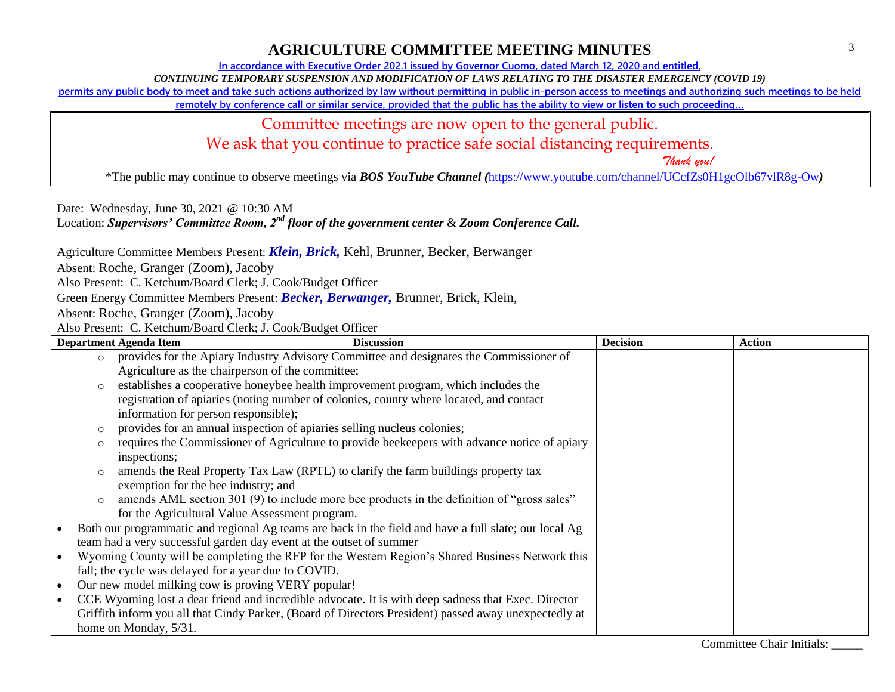# AGRICULTURE COMMITTEE MEETING MINUTES

**In accordance with Executive Order 202.1 issued by Governor Cuomo, dated March 12, 2020 and entitled,**

***CONTINUING TEMPORARY SUSPENSION AND MODIFICATION OF LAWS RELATING TO THE DISASTER EMERGENCY (COVID 19)***

**permits any public body to meet and take such actions authorized by law without permitting in public in-person access to meetings and authorizing such meetings to be held remotely by conference call or similar service, provided that the public has the ability to view or listen to such proceeding…**

Committee meetings are now open to the general public.

We ask that you continue to practice safe social distancing requirements.

*Thank you!*

*The public may continue to observe meetings via ***BOS YouTube Channel (***https://www.youtube.com/channel/UCcfZs0H1gcOlb67vlR8g-Ow***)***

Date: Wednesday, June 30, 2021 @ 10:30 AM

Location: ***Supervisors' Committee Room, 2nd floor of the government center*** & ***Zoom Conference Call.***

Agriculture Committee Members Present: ***Klein, Brick,*** Kehl, Brunner, Becker, Berwanger

Absent: Roche, Granger (Zoom), Jacoby

Also Present: C. Ketchum/Board Clerk; J. Cook/Budget Officer

Green Energy Committee Members Present: ***Becker, Berwanger,*** Brunner, Brick, Klein,

Absent: Roche, Granger (Zoom), Jacoby

Also Present: C. Ketchum/Board Clerk; J. Cook/Budget Officer

| Department Agenda Item | Discussion | Decision | Action |
|---|---|---|---|
| ○ provides for the Apiary Industry Advisory Committee and designates the Commissioner of Agriculture as the chairperson of the committee;<br>○ establishes a cooperative honeybee health improvement program, which includes the registration of apiaries (noting number of colonies, county where located, and contact information for person responsible);<br>○ provides for an annual inspection of apiaries selling nucleus colonies;<br>○ requires the Commissioner of Agriculture to provide beekeepers with advance notice of apiary inspections;<br>○ amends the Real Property Tax Law (RPTL) to clarify the farm buildings property tax exemption for the bee industry; and<br>○ amends AML section 301 (9) to include more bee products in the definition of "gross sales" for the Agricultural Value Assessment program.<br>• Both our programmatic and regional Ag teams are back in the field and have a full slate; our local Ag team had a very successful garden day event at the outset of summer<br>• Wyoming County will be completing the RFP for the Western Region's Shared Business Network this fall; the cycle was delayed for a year due to COVID.<br>• Our new model milking cow is proving VERY popular!<br>• CCE Wyoming lost a dear friend and incredible advocate. It is with deep sadness that Exec. Director Griffith inform you all that Cindy Parker, (Board of Directors President) passed away unexpectedly at home on Monday, 5/31. | | | |

Committee Chair Initials: _____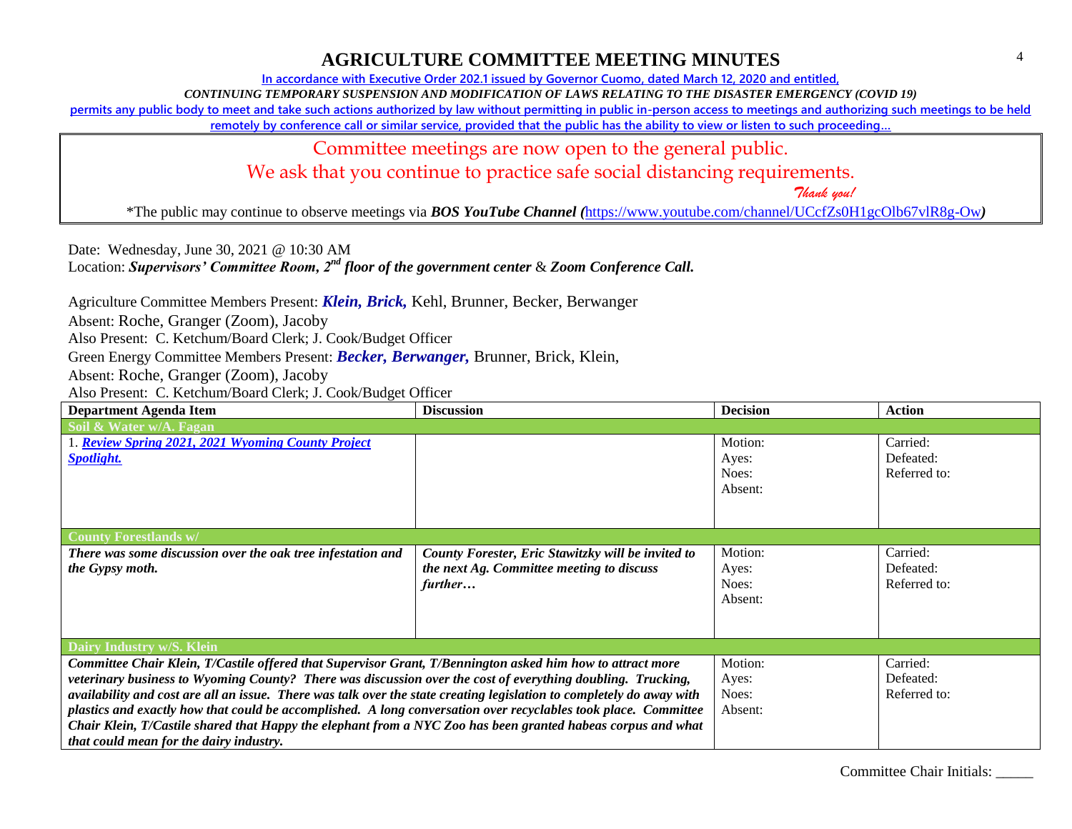# AGRICULTURE COMMITTEE MEETING MINUTES

In accordance with Executive Order 202.1 issued by Governor Cuomo, dated March 12, 2020 and entitled,

*CONTINUING TEMPORARY SUSPENSION AND MODIFICATION OF LAWS RELATING TO THE DISASTER EMERGENCY (COVID 19)*

permits any public body to meet and take such actions authorized by law without permitting in public in-person access to meetings and authorizing such meetings to be held remotely by conference call or similar service, provided that the public has the ability to view or listen to such proceeding…

Committee meetings are now open to the general public.

We ask that you continue to practice safe social distancing requirements.

*Thank you!*

*The public may continue to observe meetings via ***BOS YouTube Channel (***https://www.youtube.com/channel/UCcfZs0H1gcOlb67vlR8g-Ow***)***

Date: Wednesday, June 30, 2021 @ 10:30 AM

Location: ***Supervisors' Committee Room, 2nd floor of the government center*** & ***Zoom Conference Call.***

Agriculture Committee Members Present: ***Klein, Brick,*** Kehl, Brunner, Becker, Berwanger

Absent: Roche, Granger (Zoom), Jacoby

Also Present: C. Ketchum/Board Clerk; J. Cook/Budget Officer

Green Energy Committee Members Present: ***Becker, Berwanger,*** Brunner, Brick, Klein,

Absent: Roche, Granger (Zoom), Jacoby

Also Present: C. Ketchum/Board Clerk; J. Cook/Budget Officer

| Department Agenda Item | Discussion | Decision | Action |
|---|---|---|---|
| **Soil & Water w/A. Fagan** | | | |
| 1. ***Review Spring 2021, 2021 Wyoming County Project Spotlight.*** | | Motion:<br>Ayes:<br>Noes:<br>Absent: | Carried:<br>Defeated:<br>Referred to: |
| **County Forestlands w/** | | | |
| ***There was some discussion over the oak tree infestation and the Gypsy moth.*** | ***County Forester, Eric Stawitzky will be invited to the next Ag. Committee meeting to discuss further…*** | Motion:<br>Ayes:<br>Noes:<br>Absent: | Carried:<br>Defeated:<br>Referred to: |
| **Dairy Industry w/S. Klein** | | | |
| ***Committee Chair Klein, T/Castile offered that Supervisor Grant, T/Bennington asked him how to attract more veterinary business to Wyoming County? There was discussion over the cost of everything doubling. Trucking, availability and cost are all an issue. There was talk over the state creating legislation to completely do away with plastics and exactly how that could be accomplished. A long conversation over recyclables took place. Committee Chair Klein, T/Castile shared that Happy the elephant from a NYC Zoo has been granted habeas corpus and what that could mean for the dairy industry.*** | | Motion:<br>Ayes:<br>Noes:<br>Absent: | Carried:<br>Defeated:<br>Referred to: |

Committee Chair Initials: _____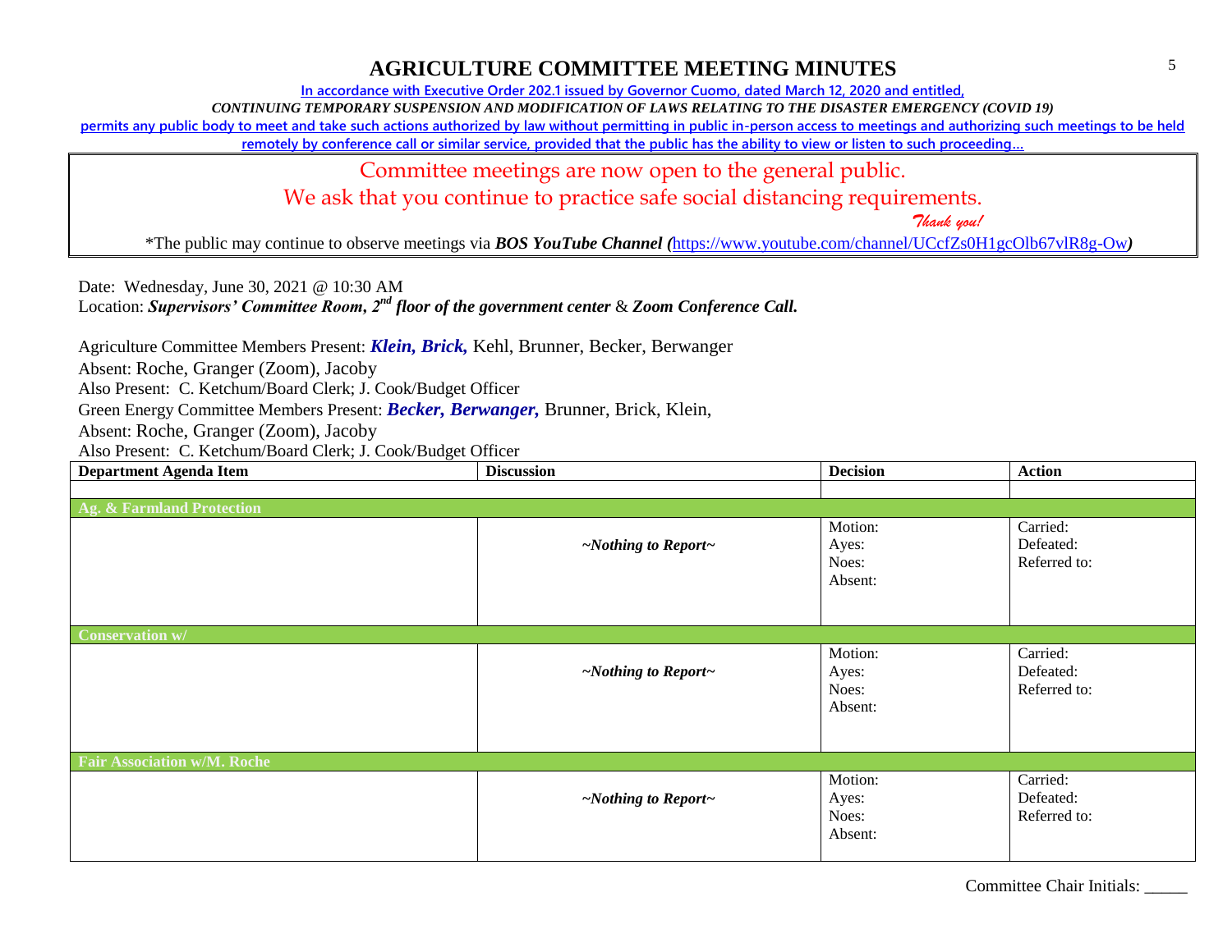# AGRICULTURE COMMITTEE MEETING MINUTES

In accordance with Executive Order 202.1 issued by Governor Cuomo, dated March 12, 2020 and entitled,

*CONTINUING TEMPORARY SUSPENSION AND MODIFICATION OF LAWS RELATING TO THE DISASTER EMERGENCY (COVID 19)*

permits any public body to meet and take such actions authorized by law without permitting in public in-person access to meetings and authorizing such meetings to be held remotely by conference call or similar service, provided that the public has the ability to view or listen to such proceeding…

Committee meetings are now open to the general public.
We ask that you continue to practice safe social distancing requirements.
*Thank you!*

*The public may continue to observe meetings via ***BOS YouTube Channel (***https://www.youtube.com/channel/UCcfZs0H1gcOlb67vlR8g-Ow***)***

Date: Wednesday, June 30, 2021 @ 10:30 AM
Location: ***Supervisors' Committee Room, 2nd floor of the government center*** & ***Zoom Conference Call.***

Agriculture Committee Members Present: ***Klein, Brick,*** Kehl, Brunner, Becker, Berwanger
Absent: Roche, Granger (Zoom), Jacoby
Also Present: C. Ketchum/Board Clerk; J. Cook/Budget Officer
Green Energy Committee Members Present: ***Becker, Berwanger,*** Brunner, Brick, Klein,
Absent: Roche, Granger (Zoom), Jacoby
Also Present: C. Ketchum/Board Clerk; J. Cook/Budget Officer

| Department Agenda Item | Discussion | Decision | Action |
|---|---|---|---|
| | | | |
| **Ag. & Farmland Protection** | | | |
| | *~Nothing to Report~* | Motion:<br>Ayes:<br>Noes:<br>Absent: | Carried:<br>Defeated:<br>Referred to: |
| **Conservation w/** | | | |
| | *~Nothing to Report~* | Motion:<br>Ayes:<br>Noes:<br>Absent: | Carried:<br>Defeated:<br>Referred to: |
| **Fair Association w/M. Roche** | | | |
| | *~Nothing to Report~* | Motion:<br>Ayes:<br>Noes:<br>Absent: | Carried:<br>Defeated:<br>Referred to: |

Committee Chair Initials: _____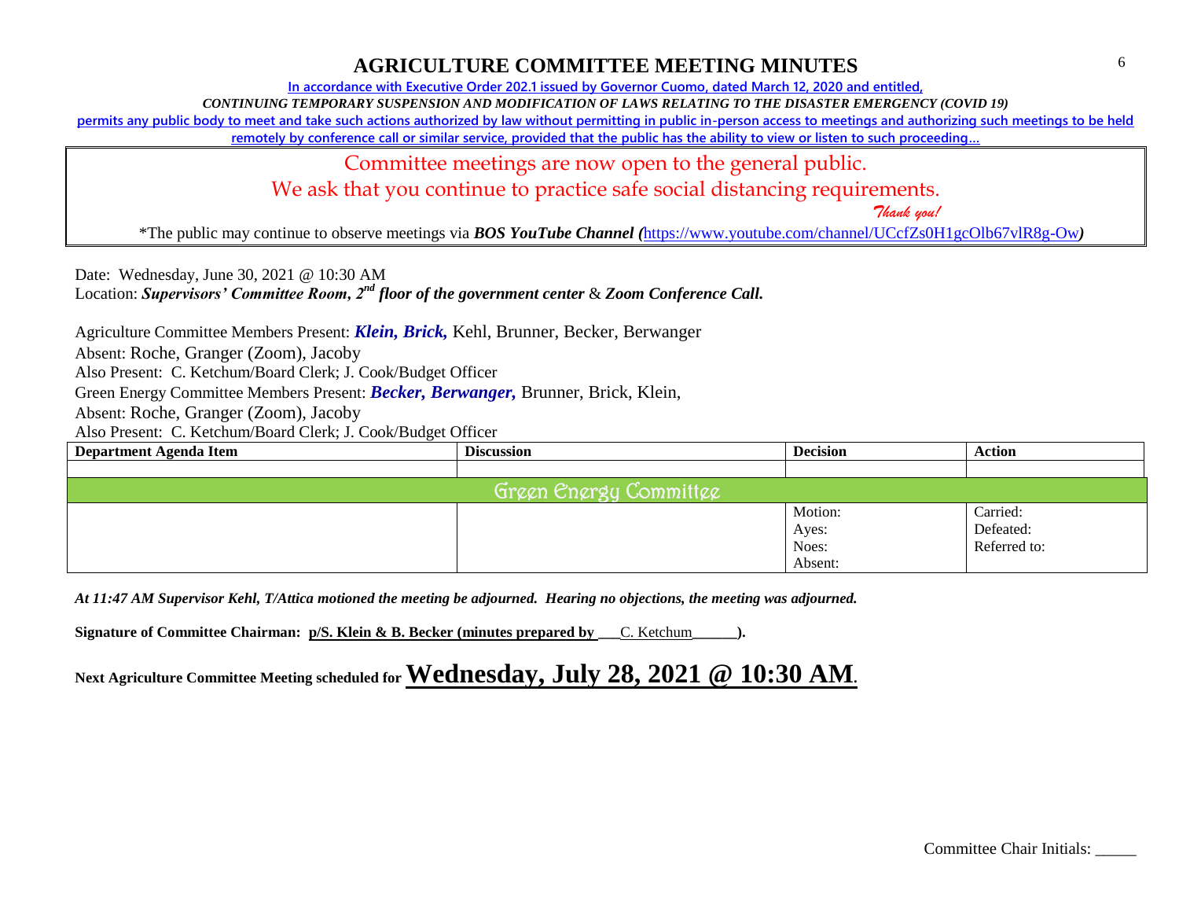# AGRICULTURE COMMITTEE MEETING MINUTES

In accordance with Executive Order 202.1 issued by Governor Cuomo, dated March 12, 2020 and entitled,

*CONTINUING TEMPORARY SUSPENSION AND MODIFICATION OF LAWS RELATING TO THE DISASTER EMERGENCY (COVID 19)*

permits any public body to meet and take such actions authorized by law without permitting in public in-person access to meetings and authorizing such meetings to be held remotely by conference call or similar service, provided that the public has the ability to view or listen to such proceeding…

Committee meetings are now open to the general public.

We ask that you continue to practice safe social distancing requirements.

*Thank you!*

*The public may continue to observe meetings via ***BOS YouTube Channel (***https://www.youtube.com/channel/UCcfZs0H1gcOlb67vlR8g-Ow***)***

Date: Wednesday, June 30, 2021 @ 10:30 AM

Location: ***Supervisors' Committee Room, 2nd floor of the government center*** & ***Zoom Conference Call.***

Agriculture Committee Members Present: ***Klein, Brick,*** Kehl, Brunner, Becker, Berwanger

Absent: Roche, Granger (Zoom), Jacoby

Also Present: C. Ketchum/Board Clerk; J. Cook/Budget Officer

Green Energy Committee Members Present: ***Becker, Berwanger,*** Brunner, Brick, Klein,

Absent: Roche, Granger (Zoom), Jacoby

Also Present: C. Ketchum/Board Clerk; J. Cook/Budget Officer

| Department Agenda Item | Discussion | Decision | Action |
|---|---|---|---|
| | | | |
| Green Energy Committee | | | |
| | | Motion:<br>Ayes:<br>Noes:<br>Absent: | Carried:<br>Defeated:<br>Referred to: |

***At 11:47 AM Supervisor Kehl, T/Attica motioned the meeting be adjourned. Hearing no objections, the meeting was adjourned.***

**Signature of Committee Chairman: p/S. Klein & B. Becker (minutes prepared by \_\_\_C. Ketchum\_\_\_\_\_\_).**

**Next Agriculture Committee Meeting scheduled for Wednesday, July 28, 2021 @ 10:30 AM.**

Committee Chair Initials: \_\_\_\_\_